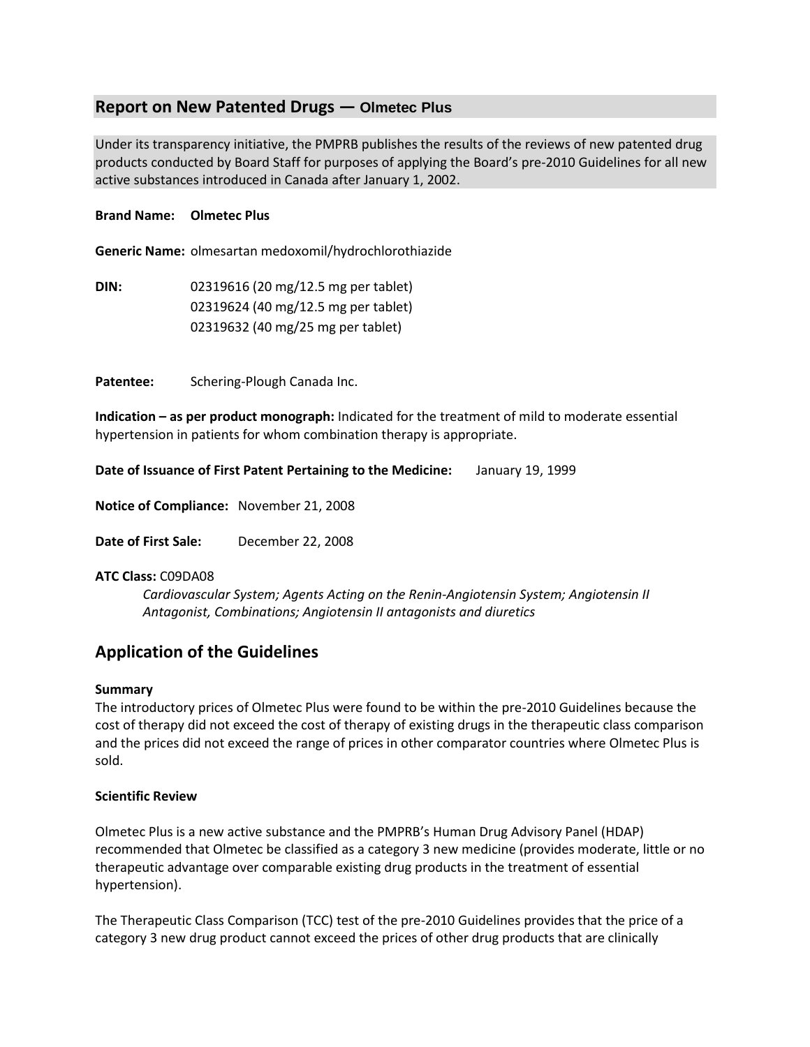## Report on New Patented Drugs — Olmetec Plus

Under its transparency initiative, the PMPRB publishes the results of the reviews of new patented drug products conducted by Board Staff for purposes of applying the Board's pre-2010 Guidelines for all new active substances introduced in Canada after January 1, 2002.

**Brand Name:** **Olmetec Plus**

**Generic Name:** olmesartan medoxomil/hydrochlorothiazide

**DIN:** 02319616 (20 mg/12.5 mg per tablet)
02319624 (40 mg/12.5 mg per tablet)
02319632 (40 mg/25 mg per tablet)

**Patentee:** Schering-Plough Canada Inc.

**Indication – as per product monograph:** Indicated for the treatment of mild to moderate essential hypertension in patients for whom combination therapy is appropriate.

**Date of Issuance of First Patent Pertaining to the Medicine:** January 19, 1999

**Notice of Compliance:** November 21, 2008

**Date of First Sale:** December 22, 2008

**ATC Class:** C09DA08

*Cardiovascular System; Agents Acting on the Renin-Angiotensin System; Angiotensin II Antagonist, Combinations; Angiotensin II antagonists and diuretics*

## Application of the Guidelines

**Summary**

The introductory prices of Olmetec Plus were found to be within the pre-2010 Guidelines because the cost of therapy did not exceed the cost of therapy of existing drugs in the therapeutic class comparison and the prices did not exceed the range of prices in other comparator countries where Olmetec Plus is sold.

**Scientific Review**

Olmetec Plus is a new active substance and the PMPRB's Human Drug Advisory Panel (HDAP) recommended that Olmetec be classified as a category 3 new medicine (provides moderate, little or no therapeutic advantage over comparable existing drug products in the treatment of essential hypertension).

The Therapeutic Class Comparison (TCC) test of the pre-2010 Guidelines provides that the price of a category 3 new drug product cannot exceed the prices of other drug products that are clinically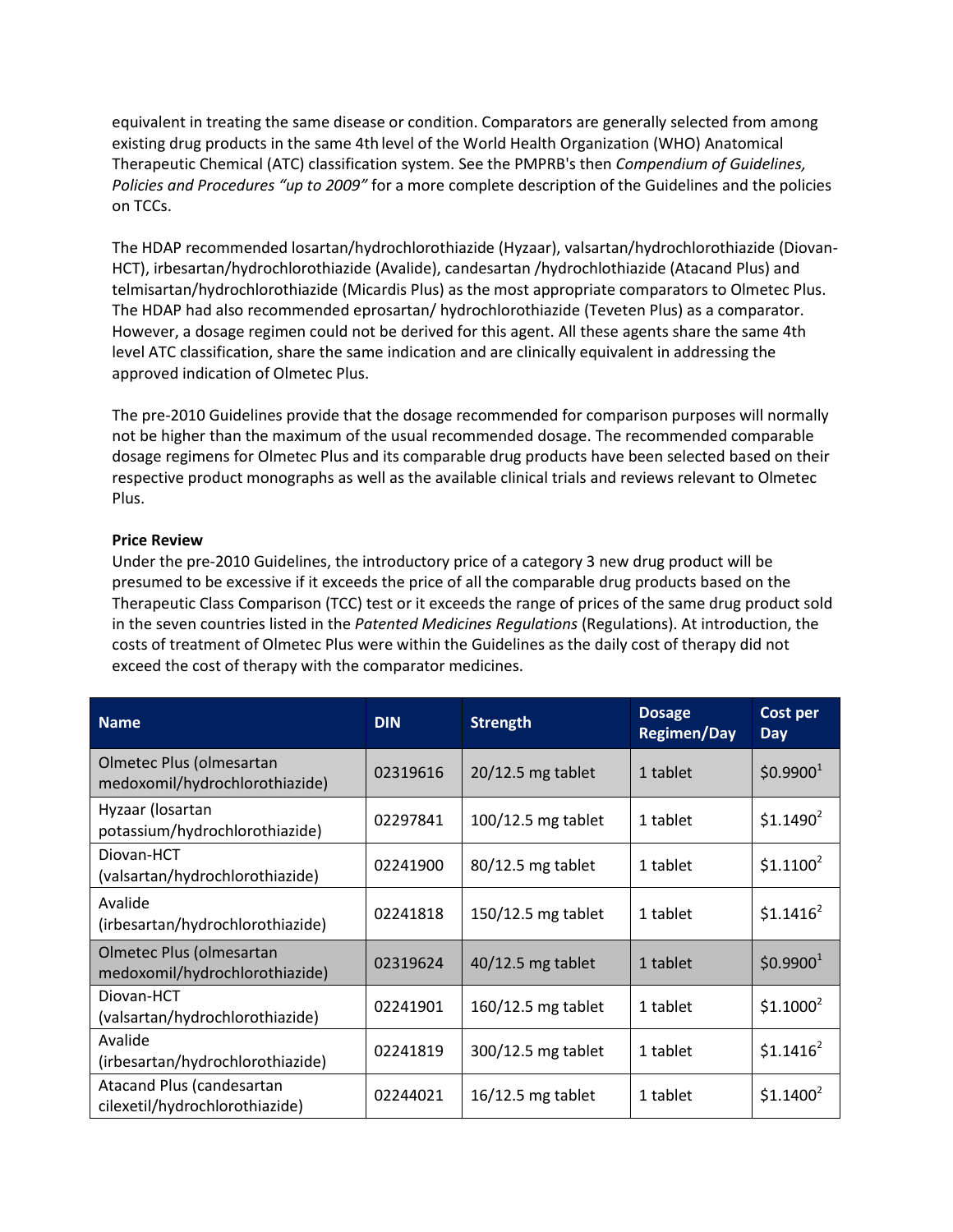equivalent in treating the same disease or condition. Comparators are generally selected from among existing drug products in the same 4th level of the World Health Organization (WHO) Anatomical Therapeutic Chemical (ATC) classification system. See the PMPRB's then *Compendium of Guidelines, Policies and Procedures "up to 2009"* for a more complete description of the Guidelines and the policies on TCCs.

The HDAP recommended losartan/hydrochlorothiazide (Hyzaar), valsartan/hydrochlorothiazide (Diovan-HCT), irbesartan/hydrochlorothiazide (Avalide), candesartan /hydrochlothiazide (Atacand Plus) and telmisartan/hydrochlorothiazide (Micardis Plus) as the most appropriate comparators to Olmetec Plus. The HDAP had also recommended eprosartan/ hydrochlorothiazide (Teveten Plus) as a comparator. However, a dosage regimen could not be derived for this agent. All these agents share the same 4th level ATC classification, share the same indication and are clinically equivalent in addressing the approved indication of Olmetec Plus.

The pre-2010 Guidelines provide that the dosage recommended for comparison purposes will normally not be higher than the maximum of the usual recommended dosage. The recommended comparable dosage regimens for Olmetec Plus and its comparable drug products have been selected based on their respective product monographs as well as the available clinical trials and reviews relevant to Olmetec Plus.

**Price Review**

Under the pre-2010 Guidelines, the introductory price of a category 3 new drug product will be presumed to be excessive if it exceeds the price of all the comparable drug products based on the Therapeutic Class Comparison (TCC) test or it exceeds the range of prices of the same drug product sold in the seven countries listed in the *Patented Medicines Regulations* (Regulations). At introduction, the costs of treatment of Olmetec Plus were within the Guidelines as the daily cost of therapy did not exceed the cost of therapy with the comparator medicines.

| Name | DIN | Strength | Dosage Regimen/Day | Cost per Day |
|---|---|---|---|---|
| Olmetec Plus (olmesartan medoxomil/hydrochlorothiazide) | 02319616 | 20/12.5 mg tablet | 1 tablet | $0.9900[1] |
| Hyzaar (losartan potassium/hydrochlorothiazide) | 02297841 | 100/12.5 mg tablet | 1 tablet | $1.1490[2] |
| Diovan-HCT (valsartan/hydrochlorothiazide) | 02241900 | 80/12.5 mg tablet | 1 tablet | $1.1100[2] |
| Avalide (irbesartan/hydrochlorothiazide) | 02241818 | 150/12.5 mg tablet | 1 tablet | $1.1416[2] |
| Olmetec Plus (olmesartan medoxomil/hydrochlorothiazide) | 02319624 | 40/12.5 mg tablet | 1 tablet | $0.9900[1] |
| Diovan-HCT (valsartan/hydrochlorothiazide) | 02241901 | 160/12.5 mg tablet | 1 tablet | $1.1000[2] |
| Avalide (irbesartan/hydrochlorothiazide) | 02241819 | 300/12.5 mg tablet | 1 tablet | $1.1416[2] |
| Atacand Plus (candesartan cilexetil/hydrochlorothiazide) | 02244021 | 16/12.5 mg tablet | 1 tablet | $1.1400[2] |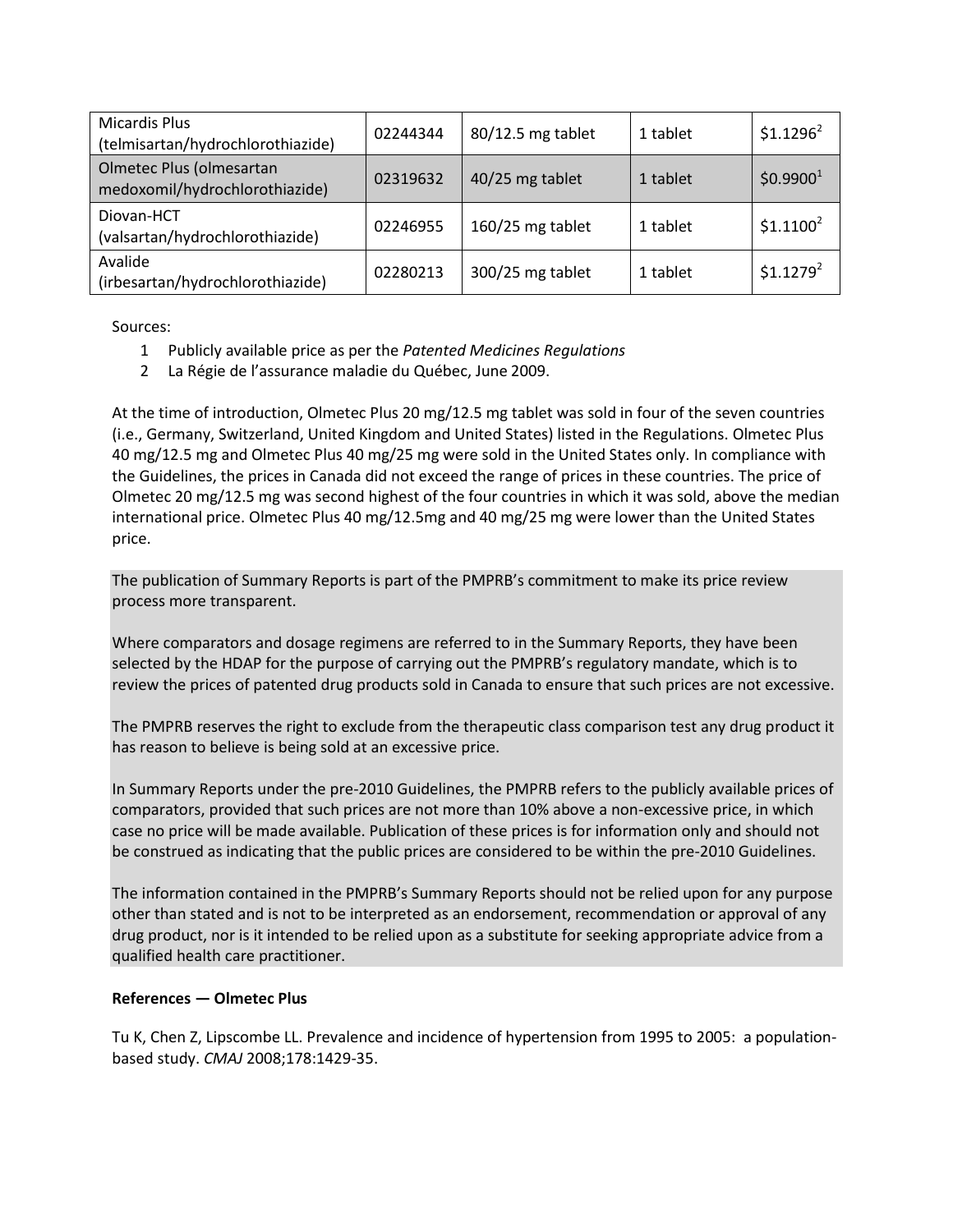| | | | | |
|---|---|---|---|---|
| Micardis Plus (telmisartan/hydrochlorothiazide) | 02244344 | 80/12.5 mg tablet | 1 tablet | $1.1296[2] |
| Olmetec Plus (olmesartan medoxomil/hydrochlorothiazide) | 02319632 | 40/25 mg tablet | 1 tablet | $0.9900[1] |
| Diovan-HCT (valsartan/hydrochlorothiazide) | 02246955 | 160/25 mg tablet | 1 tablet | $1.1100[2] |
| Avalide (irbesartan/hydrochlorothiazide) | 02280213 | 300/25 mg tablet | 1 tablet | $1.1279[2] |

Sources:

1. Publicly available price as per the *Patented Medicines Regulations*
2. La Régie de l'assurance maladie du Québec, June 2009.

At the time of introduction, Olmetec Plus 20 mg/12.5 mg tablet was sold in four of the seven countries (i.e., Germany, Switzerland, United Kingdom and United States) listed in the Regulations. Olmetec Plus 40 mg/12.5 mg and Olmetec Plus 40 mg/25 mg were sold in the United States only. In compliance with the Guidelines, the prices in Canada did not exceed the range of prices in these countries. The price of Olmetec 20 mg/12.5 mg was second highest of the four countries in which it was sold, above the median international price. Olmetec Plus 40 mg/12.5mg and 40 mg/25 mg were lower than the United States price.

The publication of Summary Reports is part of the PMPRB's commitment to make its price review process more transparent.

Where comparators and dosage regimens are referred to in the Summary Reports, they have been selected by the HDAP for the purpose of carrying out the PMPRB's regulatory mandate, which is to review the prices of patented drug products sold in Canada to ensure that such prices are not excessive.

The PMPRB reserves the right to exclude from the therapeutic class comparison test any drug product it has reason to believe is being sold at an excessive price.

In Summary Reports under the pre-2010 Guidelines, the PMPRB refers to the publicly available prices of comparators, provided that such prices are not more than 10% above a non-excessive price, in which case no price will be made available. Publication of these prices is for information only and should not be construed as indicating that the public prices are considered to be within the pre-2010 Guidelines.

The information contained in the PMPRB's Summary Reports should not be relied upon for any purpose other than stated and is not to be interpreted as an endorsement, recommendation or approval of any drug product, nor is it intended to be relied upon as a substitute for seeking appropriate advice from a qualified health care practitioner.

**References — Olmetec Plus**

Tu K, Chen Z, Lipscombe LL. Prevalence and incidence of hypertension from 1995 to 2005: a population-based study. *CMAJ* 2008;178:1429-35.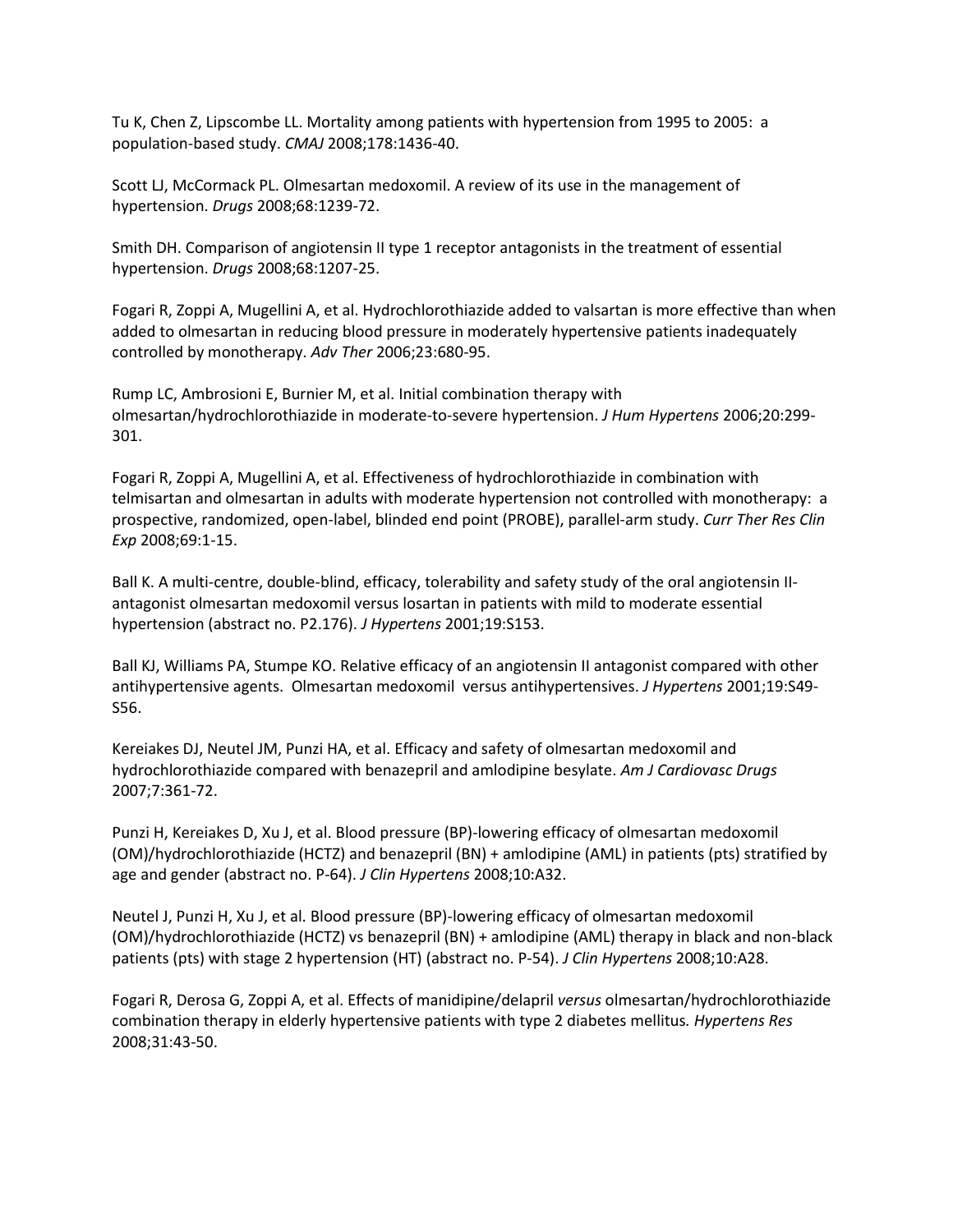Tu K, Chen Z, Lipscombe LL. Mortality among patients with hypertension from 1995 to 2005: a population-based study. *CMAJ* 2008;178:1436-40.

Scott LJ, McCormack PL. Olmesartan medoxomil. A review of its use in the management of hypertension. *Drugs* 2008;68:1239-72.

Smith DH. Comparison of angiotensin II type 1 receptor antagonists in the treatment of essential hypertension. *Drugs* 2008;68:1207-25.

Fogari R, Zoppi A, Mugellini A, et al. Hydrochlorothiazide added to valsartan is more effective than when added to olmesartan in reducing blood pressure in moderately hypertensive patients inadequately controlled by monotherapy. *Adv Ther* 2006;23:680-95.

Rump LC, Ambrosioni E, Burnier M, et al. Initial combination therapy with olmesartan/hydrochlorothiazide in moderate-to-severe hypertension. *J Hum Hypertens* 2006;20:299-301.

Fogari R, Zoppi A, Mugellini A, et al. Effectiveness of hydrochlorothiazide in combination with telmisartan and olmesartan in adults with moderate hypertension not controlled with monotherapy: a prospective, randomized, open-label, blinded end point (PROBE), parallel-arm study. *Curr Ther Res Clin Exp* 2008;69:1-15.

Ball K. A multi-centre, double-blind, efficacy, tolerability and safety study of the oral angiotensin II-antagonist olmesartan medoxomil versus losartan in patients with mild to moderate essential hypertension (abstract no. P2.176). *J Hypertens* 2001;19:S153.

Ball KJ, Williams PA, Stumpe KO. Relative efficacy of an angiotensin II antagonist compared with other antihypertensive agents. Olmesartan medoxomil versus antihypertensives. *J Hypertens* 2001;19:S49-S56.

Kereiakes DJ, Neutel JM, Punzi HA, et al. Efficacy and safety of olmesartan medoxomil and hydrochlorothiazide compared with benazepril and amlodipine besylate. *Am J Cardiovasc Drugs* 2007;7:361-72.

Punzi H, Kereiakes D, Xu J, et al. Blood pressure (BP)-lowering efficacy of olmesartan medoxomil (OM)/hydrochlorothiazide (HCTZ) and benazepril (BN) + amlodipine (AML) in patients (pts) stratified by age and gender (abstract no. P-64). *J Clin Hypertens* 2008;10:A32.

Neutel J, Punzi H, Xu J, et al. Blood pressure (BP)-lowering efficacy of olmesartan medoxomil (OM)/hydrochlorothiazide (HCTZ) vs benazepril (BN) + amlodipine (AML) therapy in black and non-black patients (pts) with stage 2 hypertension (HT) (abstract no. P-54). *J Clin Hypertens* 2008;10:A28.

Fogari R, Derosa G, Zoppi A, et al. Effects of manidipine/delapril *versus* olmesartan/hydrochlorothiazide combination therapy in elderly hypertensive patients with type 2 diabetes mellitus. *Hypertens Res* 2008;31:43-50.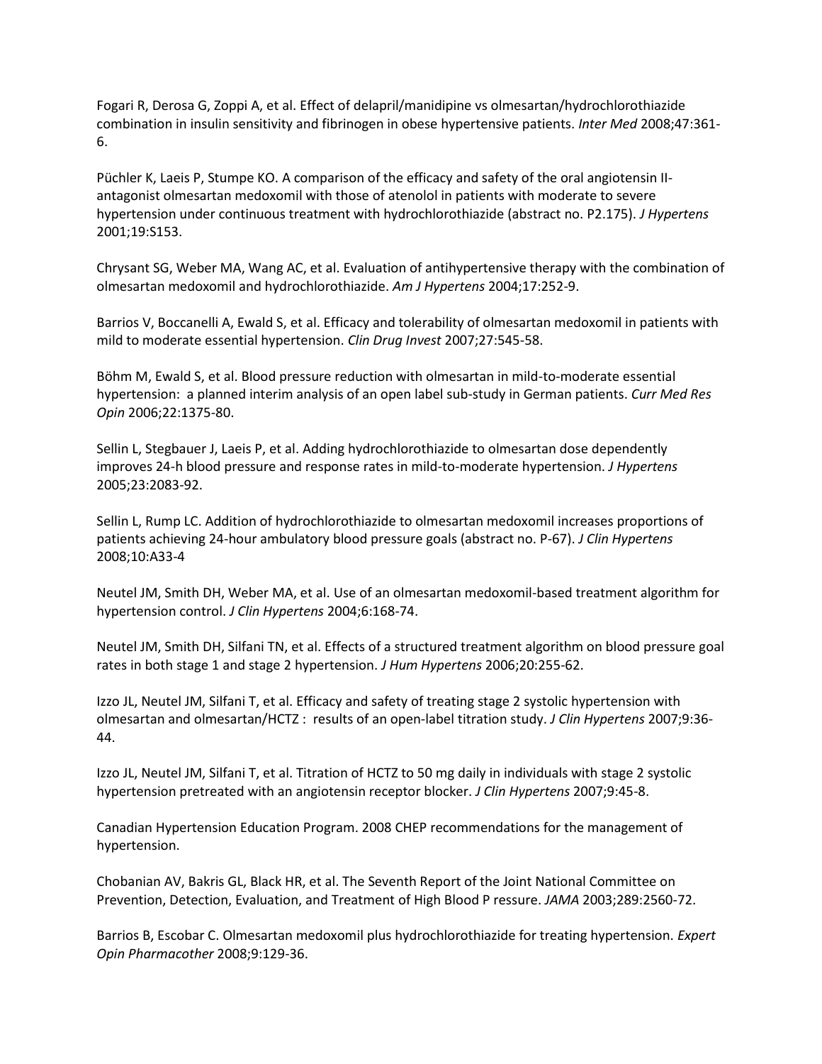Fogari R, Derosa G, Zoppi A, et al. Effect of delapril/manidipine vs olmesartan/hydrochlorothiazide combination in insulin sensitivity and fibrinogen in obese hypertensive patients. *Inter Med* 2008;47:361-6.

Püchler K, Laeis P, Stumpe KO. A comparison of the efficacy and safety of the oral angiotensin II-antagonist olmesartan medoxomil with those of atenolol in patients with moderate to severe hypertension under continuous treatment with hydrochlorothiazide (abstract no. P2.175). *J Hypertens* 2001;19:S153.

Chrysant SG, Weber MA, Wang AC, et al. Evaluation of antihypertensive therapy with the combination of olmesartan medoxomil and hydrochlorothiazide. *Am J Hypertens* 2004;17:252-9.

Barrios V, Boccanelli A, Ewald S, et al. Efficacy and tolerability of olmesartan medoxomil in patients with mild to moderate essential hypertension. *Clin Drug Invest* 2007;27:545-58.

Böhm M, Ewald S, et al. Blood pressure reduction with olmesartan in mild-to-moderate essential hypertension: a planned interim analysis of an open label sub-study in German patients. *Curr Med Res Opin* 2006;22:1375-80.

Sellin L, Stegbauer J, Laeis P, et al. Adding hydrochlorothiazide to olmesartan dose dependently improves 24-h blood pressure and response rates in mild-to-moderate hypertension. *J Hypertens* 2005;23:2083-92.

Sellin L, Rump LC. Addition of hydrochlorothiazide to olmesartan medoxomil increases proportions of patients achieving 24-hour ambulatory blood pressure goals (abstract no. P-67). *J Clin Hypertens* 2008;10:A33-4

Neutel JM, Smith DH, Weber MA, et al. Use of an olmesartan medoxomil-based treatment algorithm for hypertension control. *J Clin Hypertens* 2004;6:168-74.

Neutel JM, Smith DH, Silfani TN, et al. Effects of a structured treatment algorithm on blood pressure goal rates in both stage 1 and stage 2 hypertension. *J Hum Hypertens* 2006;20:255-62.

Izzo JL, Neutel JM, Silfani T, et al. Efficacy and safety of treating stage 2 systolic hypertension with olmesartan and olmesartan/HCTZ : results of an open-label titration study. *J Clin Hypertens* 2007;9:36-44.

Izzo JL, Neutel JM, Silfani T, et al. Titration of HCTZ to 50 mg daily in individuals with stage 2 systolic hypertension pretreated with an angiotensin receptor blocker. *J Clin Hypertens* 2007;9:45-8.

Canadian Hypertension Education Program. 2008 CHEP recommendations for the management of hypertension.

Chobanian AV, Bakris GL, Black HR, et al. The Seventh Report of the Joint National Committee on Prevention, Detection, Evaluation, and Treatment of High Blood P ressure. *JAMA* 2003;289:2560-72.

Barrios B, Escobar C. Olmesartan medoxomil plus hydrochlorothiazide for treating hypertension. *Expert Opin Pharmacother* 2008;9:129-36.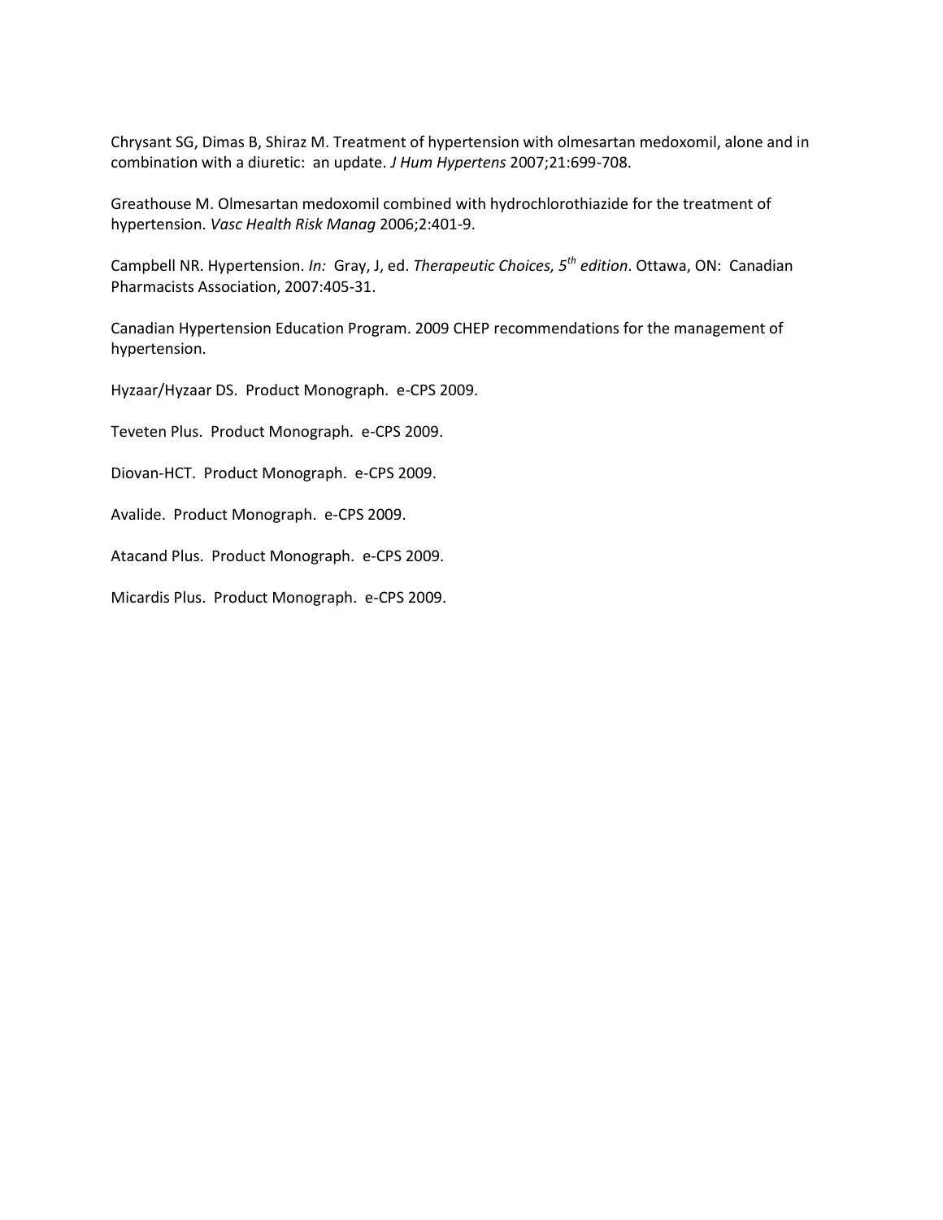Chrysant SG, Dimas B, Shiraz M. Treatment of hypertension with olmesartan medoxomil, alone and in combination with a diuretic: an update. *J Hum Hypertens* 2007;21:699-708.

Greathouse M. Olmesartan medoxomil combined with hydrochlorothiazide for the treatment of hypertension. *Vasc Health Risk Manag* 2006;2:401-9.

Campbell NR. Hypertension. *In:* Gray, J, ed. *Therapeutic Choices, 5th edition*. Ottawa, ON: Canadian Pharmacists Association, 2007:405-31.

Canadian Hypertension Education Program. 2009 CHEP recommendations for the management of hypertension.

Hyzaar/Hyzaar DS. Product Monograph. e-CPS 2009.

Teveten Plus. Product Monograph. e-CPS 2009.

Diovan-HCT. Product Monograph. e-CPS 2009.

Avalide. Product Monograph. e-CPS 2009.

Atacand Plus. Product Monograph. e-CPS 2009.

Micardis Plus. Product Monograph. e-CPS 2009.